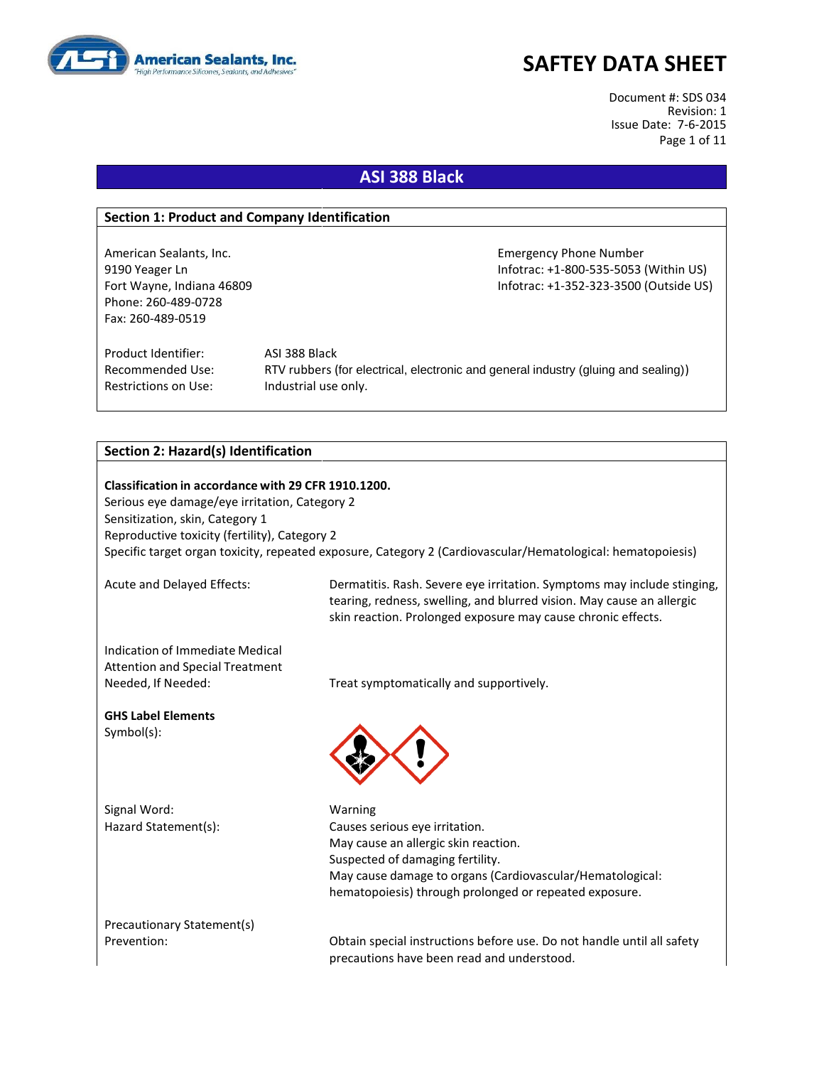# SAFTEY DATA SHEET

Document #: SDS 034
Revision: 1
Issue Date: 7-6-2015

## ASI 388 Black

### Section 1: Product and Company Identification

American Sealants, Inc.
9190 Yeager Ln
Fort Wayne, Indiana 46809
Phone: 260-489-0728
Fax: 260-489-0519

Emergency Phone Number
Infotrac: +1-800-535-5053 (Within US)
Infotrac: +1-352-323-3500 (Outside US)

Product Identifier: ASI 388 Black
Recommended Use: RTV rubbers (for electrical, electronic and general industry (gluing and sealing))
Restrictions on Use: Industrial use only.

### Section 2: Hazard(s) Identification

**Classification in accordance with 29 CFR 1910.1200.**
Serious eye damage/eye irritation, Category 2
Sensitization, skin, Category 1
Reproductive toxicity (fertility), Category 2
Specific target organ toxicity, repeated exposure, Category 2 (Cardiovascular/Hematological: hematopoiesis)

Acute and Delayed Effects: Dermatitis. Rash. Severe eye irritation. Symptoms may include stinging, tearing, redness, swelling, and blurred vision. May cause an allergic skin reaction. Prolonged exposure may cause chronic effects.

Indication of Immediate Medical Attention and Special Treatment Needed, If Needed: Treat symptomatically and supportively.

**GHS Label Elements**
Symbol(s):

Signal Word: Warning
Hazard Statement(s):
Causes serious eye irritation.
May cause an allergic skin reaction.
Suspected of damaging fertility.
May cause damage to organs (Cardiovascular/Hematological: hematopoiesis) through prolonged or repeated exposure.

Precautionary Statement(s)
Prevention: Obtain special instructions before use. Do not handle until all safety precautions have been read and understood.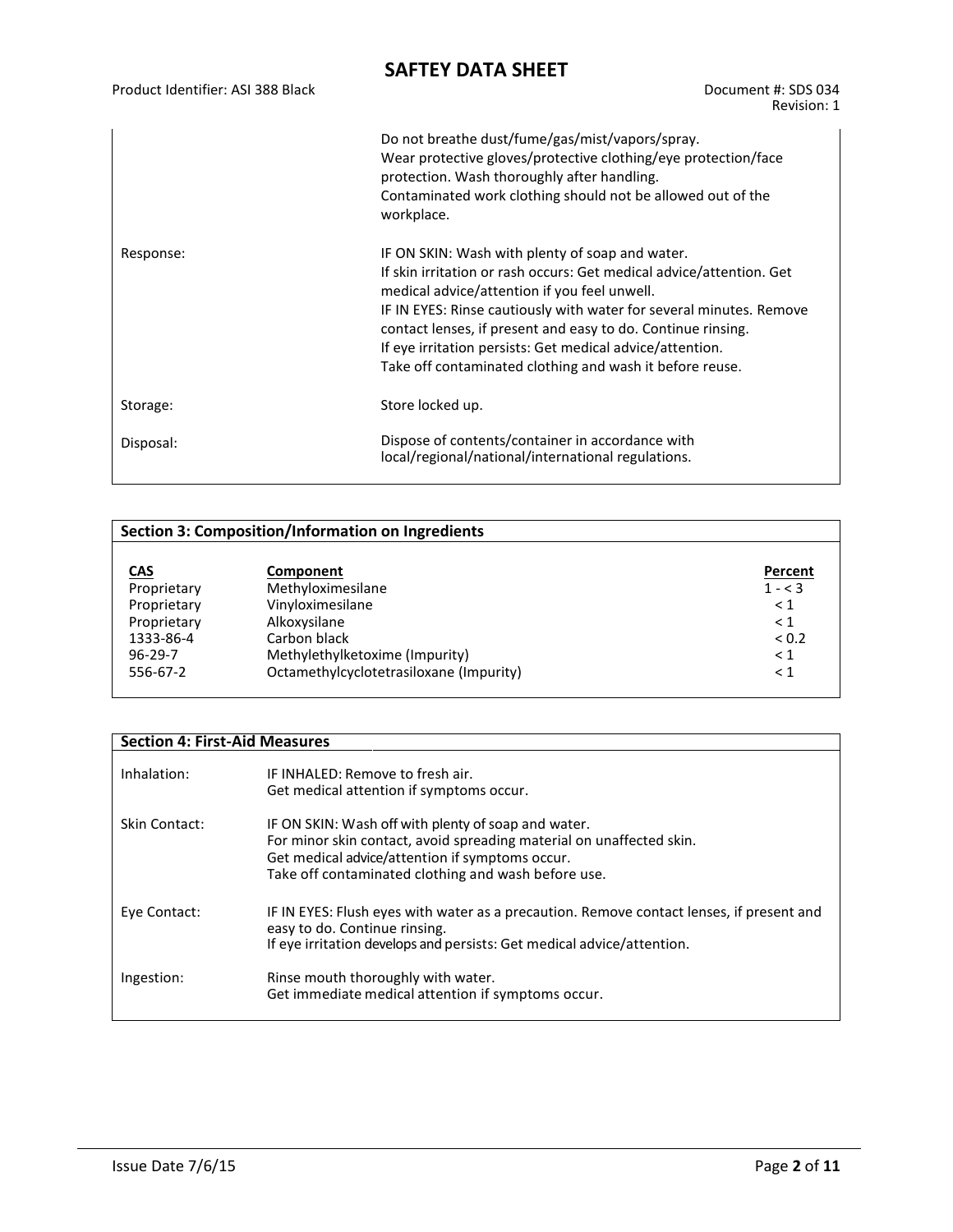| | |
|---|---|
| | Do not breathe dust/fume/gas/mist/vapors/spray.<br>Wear protective gloves/protective clothing/eye protection/face protection. Wash thoroughly after handling.<br>Contaminated work clothing should not be allowed out of the workplace. |
| Response: | IF ON SKIN: Wash with plenty of soap and water.<br>If skin irritation or rash occurs: Get medical advice/attention. Get medical advice/attention if you feel unwell.<br>IF IN EYES: Rinse cautiously with water for several minutes. Remove contact lenses, if present and easy to do. Continue rinsing.<br>If eye irritation persists: Get medical advice/attention.<br>Take off contaminated clothing and wash it before reuse. |
| Storage: | Store locked up. |
| Disposal: | Dispose of contents/container in accordance with local/regional/national/international regulations. |

## Section 3: Composition/Information on Ingredients

| CAS | Component | Percent |
|---|---|---|
| Proprietary | Methyloximesilane | 1 - < 3 |
| Proprietary | Vinyloximesilane | < 1 |
| Proprietary | Alkoxysilane | < 1 |
| 1333-86-4 | Carbon black | < 0.2 |
| 96-29-7 | Methylethylketoxime (Impurity) | < 1 |
| 556-67-2 | Octamethylcyclotetrasiloxane (Impurity) | < 1 |

## Section 4: First-Aid Measures

| | |
|---|---|
| Inhalation: | IF INHALED: Remove to fresh air.<br>Get medical attention if symptoms occur. |
| Skin Contact: | IF ON SKIN: Wash off with plenty of soap and water.<br>For minor skin contact, avoid spreading material on unaffected skin.<br>Get medical advice/attention if symptoms occur.<br>Take off contaminated clothing and wash before use. |
| Eye Contact: | IF IN EYES: Flush eyes with water as a precaution. Remove contact lenses, if present and easy to do. Continue rinsing.<br>If eye irritation develops and persists: Get medical advice/attention. |
| Ingestion: | Rinse mouth thoroughly with water.<br>Get immediate medical attention if symptoms occur. |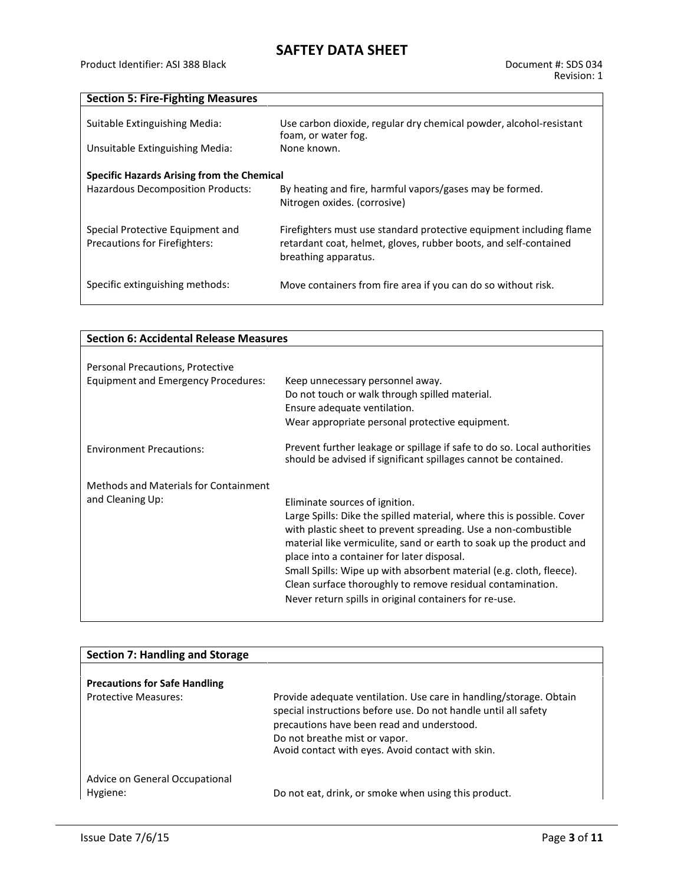## Section 5: Fire-Fighting Measures

| | |
|---|---|
| Suitable Extinguishing Media: | Use carbon dioxide, regular dry chemical powder, alcohol-resistant foam, or water fog. |
| Unsuitable Extinguishing Media: | None known. |

**Specific Hazards Arising from the Chemical**

| | |
|---|---|
| Hazardous Decomposition Products: | By heating and fire, harmful vapors/gases may be formed. Nitrogen oxides. (corrosive) |
| Special Protective Equipment and Precautions for Firefighters: | Firefighters must use standard protective equipment including flame retardant coat, helmet, gloves, rubber boots, and self-contained breathing apparatus. |
| Specific extinguishing methods: | Move containers from fire area if you can do so without risk. |

## Section 6: Accidental Release Measures

| | |
|---|---|
| Personal Precautions, Protective Equipment and Emergency Procedures: | Keep unnecessary personnel away.<br>Do not touch or walk through spilled material.<br>Ensure adequate ventilation.<br>Wear appropriate personal protective equipment. |
| Environment Precautions: | Prevent further leakage or spillage if safe to do so. Local authorities should be advised if significant spillages cannot be contained. |
| Methods and Materials for Containment and Cleaning Up: | Eliminate sources of ignition.<br>Large Spills: Dike the spilled material, where this is possible. Cover with plastic sheet to prevent spreading. Use a non-combustible material like vermiculite, sand or earth to soak up the product and place into a container for later disposal.<br>Small Spills: Wipe up with absorbent material (e.g. cloth, fleece). Clean surface thoroughly to remove residual contamination.<br>Never return spills in original containers for re-use. |

## Section 7: Handling and Storage

**Precautions for Safe Handling**

| | |
|---|---|
| Protective Measures: | Provide adequate ventilation. Use care in handling/storage. Obtain special instructions before use. Do not handle until all safety precautions have been read and understood.<br>Do not breathe mist or vapor.<br>Avoid contact with eyes. Avoid contact with skin. |
| Advice on General Occupational Hygiene: | Do not eat, drink, or smoke when using this product. |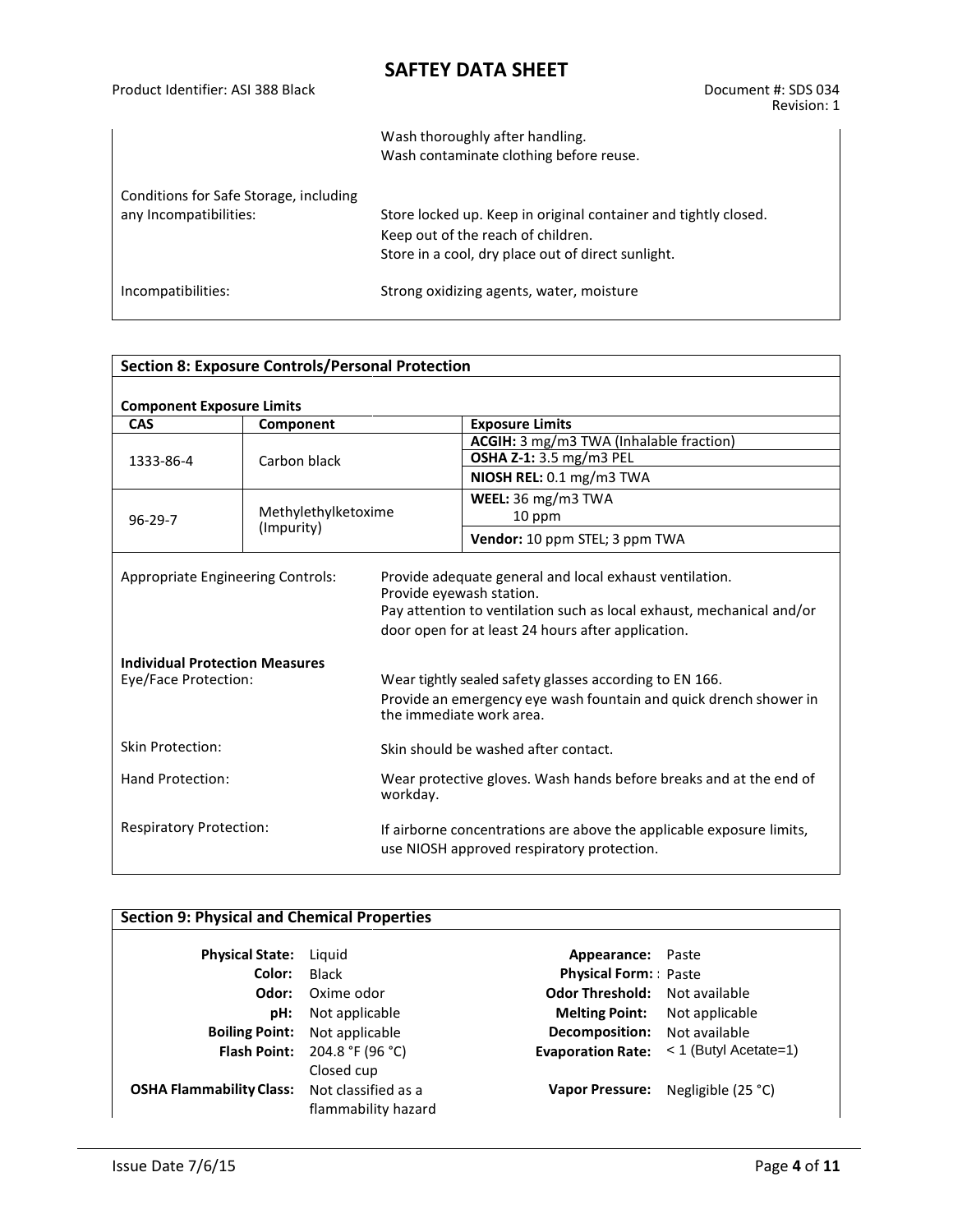| | |
|---|---|
| | Wash thoroughly after handling.<br>Wash contaminate clothing before reuse. |
| Conditions for Safe Storage, including any Incompatibilities: | Store locked up. Keep in original container and tightly closed.<br>Keep out of the reach of children.<br>Store in a cool, dry place out of direct sunlight. |
| Incompatibilities: | Strong oxidizing agents, water, moisture |

## Section 8: Exposure Controls/Personal Protection

**Component Exposure Limits**

| CAS | Component | Exposure Limits |
|---|---|---|
| 1333-86-4 | Carbon black | **ACGIH:** 3 mg/m3 TWA (Inhalable fraction) |
| | | **OSHA Z-1:** 3.5 mg/m3 PEL |
| | | **NIOSH REL:** 0.1 mg/m3 TWA |
| 96-29-7 | Methylethylketoxime (Impurity) | **WEEL:** 36 mg/m3 TWA<br>10 ppm |
| | | **Vendor:** 10 ppm STEL; 3 ppm TWA |

| | |
|---|---|
| Appropriate Engineering Controls: | Provide adequate general and local exhaust ventilation.<br>Provide eyewash station.<br>Pay attention to ventilation such as local exhaust, mechanical and/or door open for at least 24 hours after application. |

**Individual Protection Measures**

| | |
|---|---|
| Eye/Face Protection: | Wear tightly sealed safety glasses according to EN 166.<br>Provide an emergency eye wash fountain and quick drench shower in the immediate work area. |
| Skin Protection: | Skin should be washed after contact. |
| Hand Protection: | Wear protective gloves. Wash hands before breaks and at the end of workday. |
| Respiratory Protection: | If airborne concentrations are above the applicable exposure limits, use NIOSH approved respiratory protection. |

## Section 9: Physical and Chemical Properties

| | | | |
|---|---|---|---|
| **Physical State:** | Liquid | **Appearance:** | Paste |
| **Color:** | Black | **Physical Form:** | Paste |
| **Odor:** | Oxime odor | **Odor Threshold:** | Not available |
| **pH:** | Not applicable | **Melting Point:** | Not applicable |
| **Boiling Point:** | Not applicable | **Decomposition:** | Not available |
| **Flash Point:** | 204.8 °F (96 °C) Closed cup | **Evaporation Rate:** | < 1 (Butyl Acetate=1) |
| **OSHA Flammability Class:** | Not classified as a flammability hazard | **Vapor Pressure:** | Negligible (25 °C) |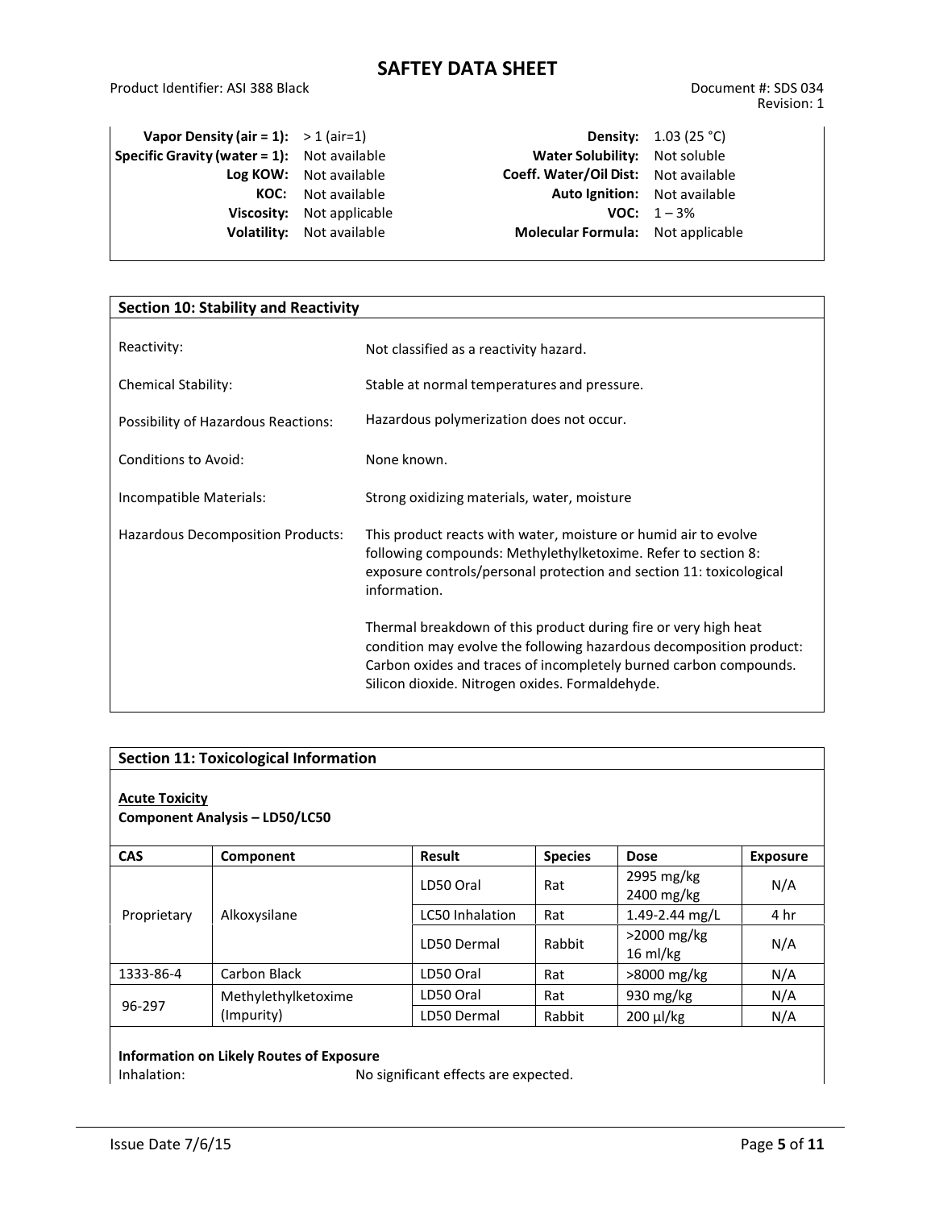| | | | |
|---|---|---|---|
| **Vapor Density (air = 1):** | > 1 (air=1) | **Density:** | 1.03 (25 °C) |
| **Specific Gravity (water = 1):** | Not available | **Water Solubility:** | Not soluble |
| **Log KOW:** | Not available | **Coeff. Water/Oil Dist:** | Not available |
| **KOC:** | Not available | **Auto Ignition:** | Not available |
| **Viscosity:** | Not applicable | **VOC:** | 1 – 3% |
| **Volatility:** | Not available | **Molecular Formula:** | Not applicable |

## Section 10: Stability and Reactivity

| | |
|---|---|
| Reactivity: | Not classified as a reactivity hazard. |
| Chemical Stability: | Stable at normal temperatures and pressure. |
| Possibility of Hazardous Reactions: | Hazardous polymerization does not occur. |
| Conditions to Avoid: | None known. |
| Incompatible Materials: | Strong oxidizing materials, water, moisture |
| Hazardous Decomposition Products: | This product reacts with water, moisture or humid air to evolve following compounds: Methylethylketoxime. Refer to section 8: exposure controls/personal protection and section 11: toxicological information.<br><br>Thermal breakdown of this product during fire or very high heat condition may evolve the following hazardous decomposition product: Carbon oxides and traces of incompletely burned carbon compounds. Silicon dioxide. Nitrogen oxides. Formaldehyde. |

## Section 11: Toxicological Information

**Acute Toxicity**

**Component Analysis – LD50/LC50**

| CAS | Component | Result | Species | Dose | Exposure |
|---|---|---|---|---|---|
| Proprietary | Alkoxysilane | LD50 Oral | Rat | 2995 mg/kg<br>2400 mg/kg | N/A |
| | | LC50 Inhalation | Rat | 1.49-2.44 mg/L | 4 hr |
| | | LD50 Dermal | Rabbit | >2000 mg/kg<br>16 ml/kg | N/A |
| 1333-86-4 | Carbon Black | LD50 Oral | Rat | >8000 mg/kg | N/A |
| 96-297 | Methylethylketoxime (Impurity) | LD50 Oral | Rat | 930 mg/kg | N/A |
| | | LD50 Dermal | Rabbit | 200 µl/kg | N/A |

**Information on Likely Routes of Exposure**

Inhalation: No significant effects are expected.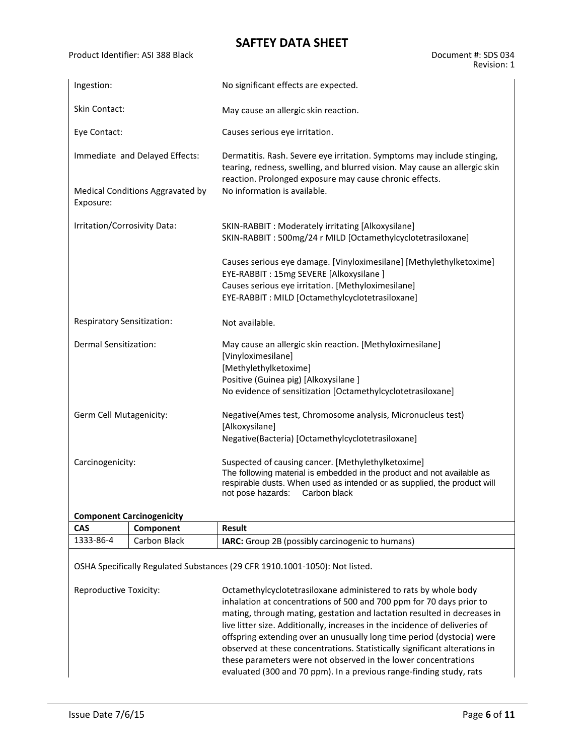| | |
|---|---|
| Ingestion: | No significant effects are expected. |
| Skin Contact: | May cause an allergic skin reaction. |
| Eye Contact: | Causes serious eye irritation. |
| Immediate and Delayed Effects: | Dermatitis. Rash. Severe eye irritation. Symptoms may include stinging, tearing, redness, swelling, and blurred vision. May cause an allergic skin reaction. Prolonged exposure may cause chronic effects. |
| Medical Conditions Aggravated by Exposure: | No information is available. |
| Irritation/Corrosivity Data: | SKIN-RABBIT : Moderately irritating [Alkoxysilane]<br>SKIN-RABBIT : 500mg/24 r MILD [Octamethylcyclotetrasiloxane]<br><br>Causes serious eye damage. [Vinyloximesilane] [Methylethylketoxime]<br>EYE-RABBIT : 15mg SEVERE [Alkoxysilane ]<br>Causes serious eye irritation. [Methyloximesilane]<br>EYE-RABBIT : MILD [Octamethylcyclotetrasiloxane] |
| Respiratory Sensitization: | Not available. |
| Dermal Sensitization: | May cause an allergic skin reaction. [Methyloximesilane]<br>[Vinyloximesilane]<br>[Methylethylketoxime]<br>Positive (Guinea pig) [Alkoxysilane ]<br>No evidence of sensitization [Octamethylcyclotetrasiloxane] |
| Germ Cell Mutagenicity: | Negative(Ames test, Chromosome analysis, Micronucleus test) [Alkoxysilane]<br>Negative(Bacteria) [Octamethylcyclotetrasiloxane] |
| Carcinogenicity: | Suspected of causing cancer. [Methylethylketoxime]<br>The following material is embedded in the product and not available as respirable dusts. When used as intended or as supplied, the product will not pose hazards: Carbon black |

**Component Carcinogenicity**

| CAS | Component | Result |
|---|---|---|
| 1333-86-4 | Carbon Black | **IARC:** Group 2B (possibly carcinogenic to humans) |

OSHA Specifically Regulated Substances (29 CFR 1910.1001-1050): Not listed.

| | |
|---|---|
| Reproductive Toxicity: | Octamethylcyclotetrasiloxane administered to rats by whole body inhalation at concentrations of 500 and 700 ppm for 70 days prior to mating, through mating, gestation and lactation resulted in decreases in live litter size. Additionally, increases in the incidence of deliveries of offspring extending over an unusually long time period (dystocia) were observed at these concentrations. Statistically significant alterations in these parameters were not observed in the lower concentrations evaluated (300 and 70 ppm). In a previous range-finding study, rats |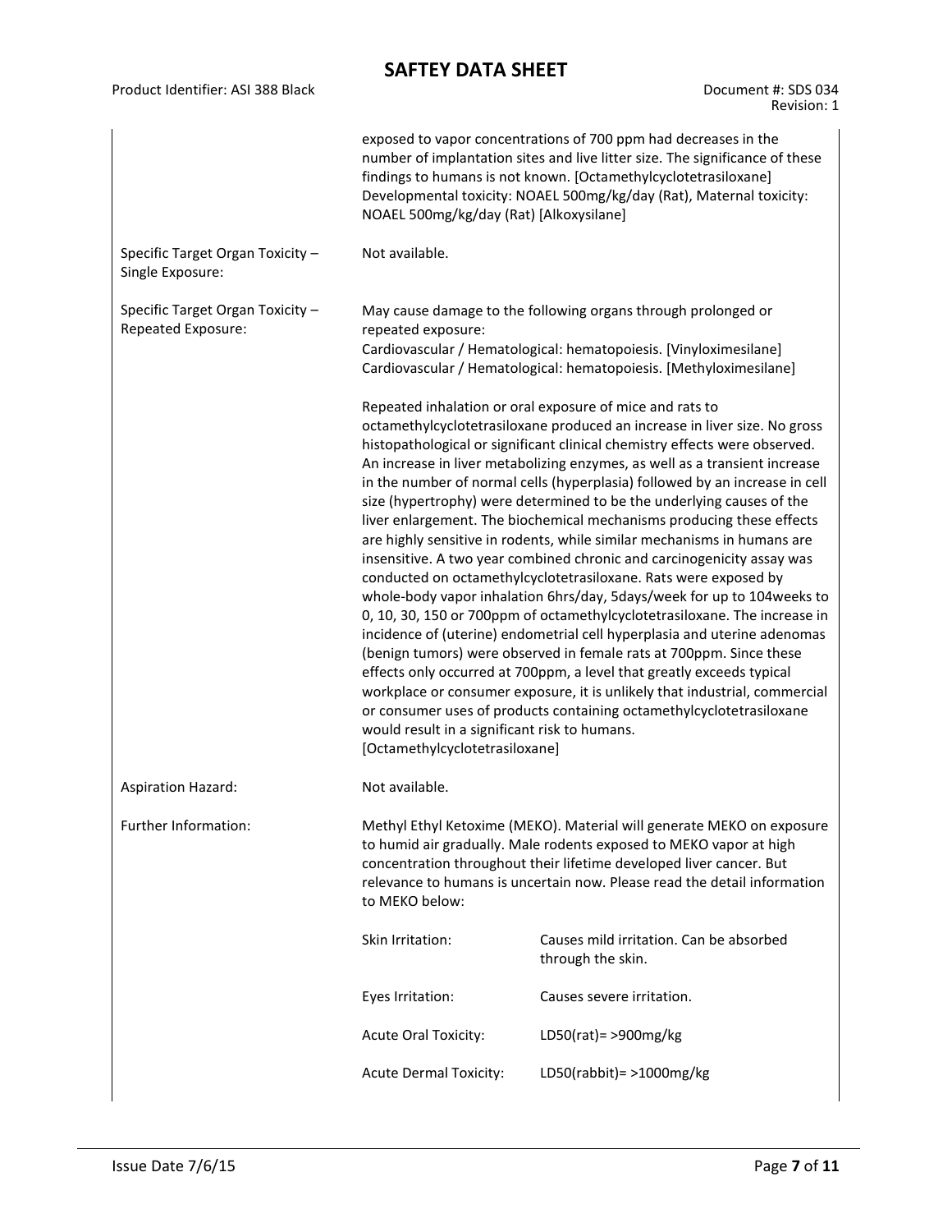| | |
|---|---|
| | exposed to vapor concentrations of 700 ppm had decreases in the number of implantation sites and live litter size. The significance of these findings to humans is not known. [Octamethylcyclotetrasiloxane] Developmental toxicity: NOAEL 500mg/kg/day (Rat), Maternal toxicity: NOAEL 500mg/kg/day (Rat) [Alkoxysilane] |
| Specific Target Organ Toxicity – Single Exposure: | Not available. |
| Specific Target Organ Toxicity – Repeated Exposure: | May cause damage to the following organs through prolonged or repeated exposure:<br>Cardiovascular / Hematological: hematopoiesis. [Vinyloximesilane]<br>Cardiovascular / Hematological: hematopoiesis. [Methyloximesilane]<br><br>Repeated inhalation or oral exposure of mice and rats to octamethylcyclotetrasiloxane produced an increase in liver size. No gross histopathological or significant clinical chemistry effects were observed. An increase in liver metabolizing enzymes, as well as a transient increase in the number of normal cells (hyperplasia) followed by an increase in cell size (hypertrophy) were determined to be the underlying causes of the liver enlargement. The biochemical mechanisms producing these effects are highly sensitive in rodents, while similar mechanisms in humans are insensitive. A two year combined chronic and carcinogenicity assay was conducted on octamethylcyclotetrasiloxane. Rats were exposed by whole-body vapor inhalation 6hrs/day, 5days/week for up to 104weeks to 0, 10, 30, 150 or 700ppm of octamethylcyclotetrasiloxane. The increase in incidence of (uterine) endometrial cell hyperplasia and uterine adenomas (benign tumors) were observed in female rats at 700ppm. Since these effects only occurred at 700ppm, a level that greatly exceeds typical workplace or consumer exposure, it is unlikely that industrial, commercial or consumer uses of products containing octamethylcyclotetrasiloxane would result in a significant risk to humans. [Octamethylcyclotetrasiloxane] |
| Aspiration Hazard: | Not available. |
| Further Information: | Methyl Ethyl Ketoxime (MEKO). Material will generate MEKO on exposure to humid air gradually. Male rodents exposed to MEKO vapor at high concentration throughout their lifetime developed liver cancer. But relevance to humans is uncertain now. Please read the detail information to MEKO below: |

| | |
|---|---|
| Skin Irritation: | Causes mild irritation. Can be absorbed through the skin. |
| Eyes Irritation: | Causes severe irritation. |
| Acute Oral Toxicity: | LD50(rat)= >900mg/kg |
| Acute Dermal Toxicity: | LD50(rabbit)= >1000mg/kg |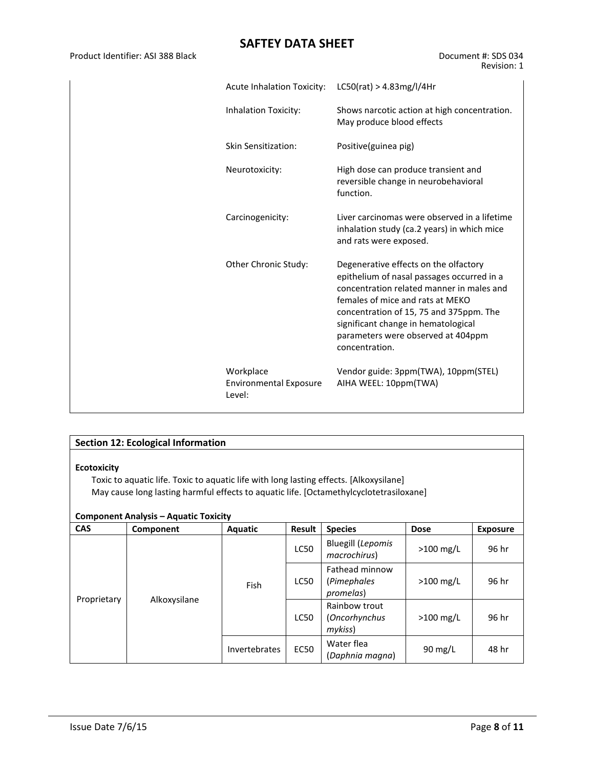| | |
|---|---|
| Acute Inhalation Toxicity: | LC50(rat) > 4.83mg/l/4Hr |
| Inhalation Toxicity: | Shows narcotic action at high concentration. May produce blood effects |
| Skin Sensitization: | Positive(guinea pig) |
| Neurotoxicity: | High dose can produce transient and reversible change in neurobehavioral function. |
| Carcinogenicity: | Liver carcinomas were observed in a lifetime inhalation study (ca.2 years) in which mice and rats were exposed. |
| Other Chronic Study: | Degenerative effects on the olfactory epithelium of nasal passages occurred in a concentration related manner in males and females of mice and rats at MEKO concentration of 15, 75 and 375ppm. The significant change in hematological parameters were observed at 404ppm concentration. |
| Workplace Environmental Exposure Level: | Vendor guide: 3ppm(TWA), 10ppm(STEL)<br>AIHA WEEL: 10ppm(TWA) |

## Section 12: Ecological Information

**Ecotoxicity**

Toxic to aquatic life. Toxic to aquatic life with long lasting effects. [Alkoxysilane]
May cause long lasting harmful effects to aquatic life. [Octamethylcyclotetrasiloxane]

**Component Analysis – Aquatic Toxicity**

| CAS | Component | Aquatic | Result | Species | Dose | Exposure |
|---|---|---|---|---|---|---|
| Proprietary | Alkoxysilane | Fish | LC50 | Bluegill (*Lepomis macrochirus*) | >100 mg/L | 96 hr |
| | | | LC50 | Fathead minnow (*Pimephales promelas*) | >100 mg/L | 96 hr |
| | | | LC50 | Rainbow trout (*Oncorhynchus mykiss*) | >100 mg/L | 96 hr |
| | | Invertebrates | EC50 | Water flea (*Daphnia magna*) | 90 mg/L | 48 hr |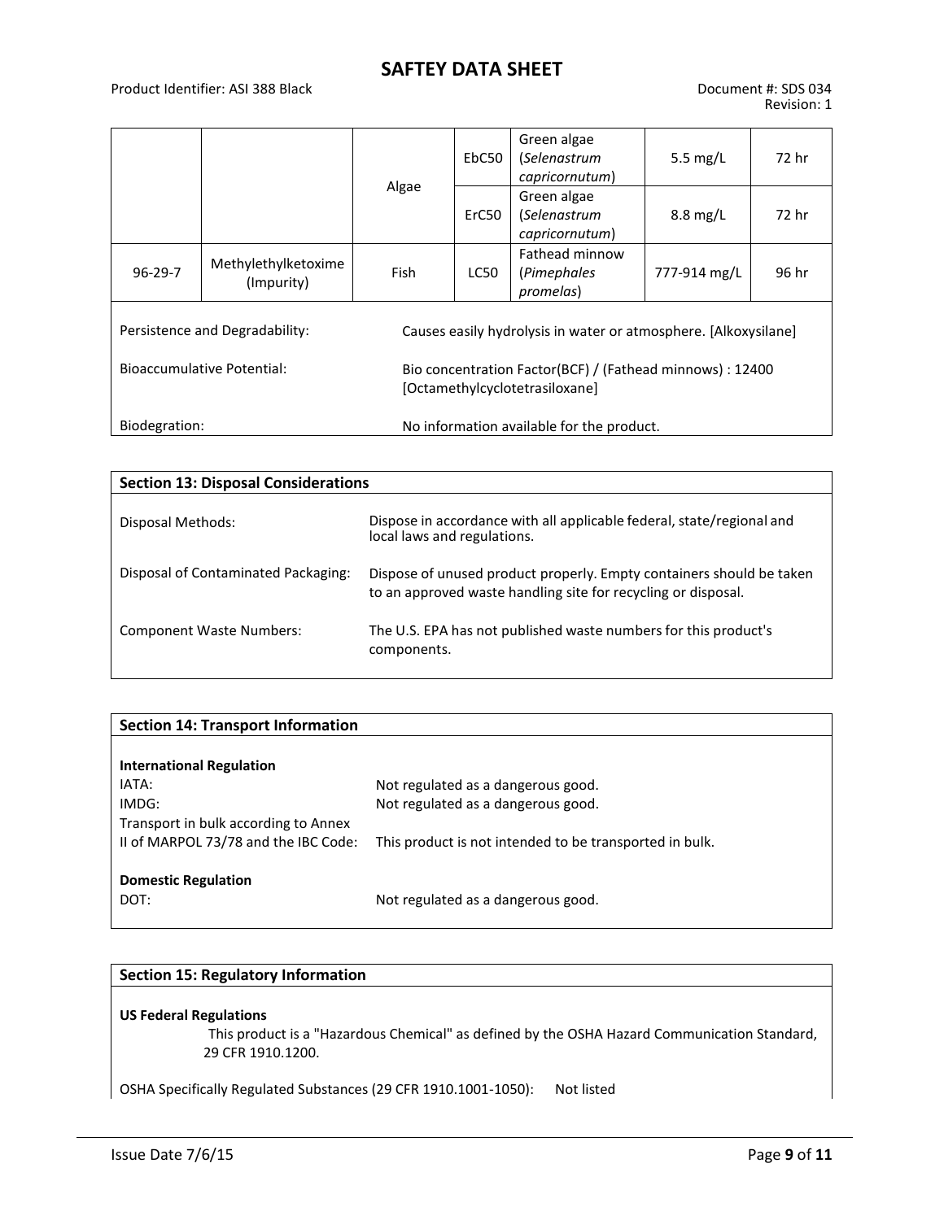| | | | | | | |
|---|---|---|---|---|---|---|
| | | Algae | EbC50 | Green algae (*Selenastrum capricornutum*) | 5.5 mg/L | 72 hr |
| | | | ErC50 | Green algae (*Selenastrum capricornutum*) | 8.8 mg/L | 72 hr |
| 96-29-7 | Methylethylketoxime (Impurity) | Fish | LC50 | Fathead minnow (*Pimephales promelas*) | 777-914 mg/L | 96 hr |

Persistence and Degradability: Causes easily hydrolysis in water or atmosphere. [Alkoxysilane]

Bioaccumulative Potential: Bio concentration Factor(BCF) / (Fathead minnows) : 12400 [Octamethylcyclotetrasiloxane]

Biodegration: No information available for the product.

## Section 13: Disposal Considerations

Disposal Methods: Dispose in accordance with all applicable federal, state/regional and local laws and regulations.

Disposal of Contaminated Packaging: Dispose of unused product properly. Empty containers should be taken to an approved waste handling site for recycling or disposal.

Component Waste Numbers: The U.S. EPA has not published waste numbers for this product's components.

## Section 14: Transport Information

**International Regulation**

IATA: Not regulated as a dangerous good.

IMDG: Not regulated as a dangerous good.

Transport in bulk according to Annex II of MARPOL 73/78 and the IBC Code: This product is not intended to be transported in bulk.

**Domestic Regulation**

DOT: Not regulated as a dangerous good.

## Section 15: Regulatory Information

**US Federal Regulations**

This product is a "Hazardous Chemical" as defined by the OSHA Hazard Communication Standard, 29 CFR 1910.1200.

OSHA Specifically Regulated Substances (29 CFR 1910.1001-1050): Not listed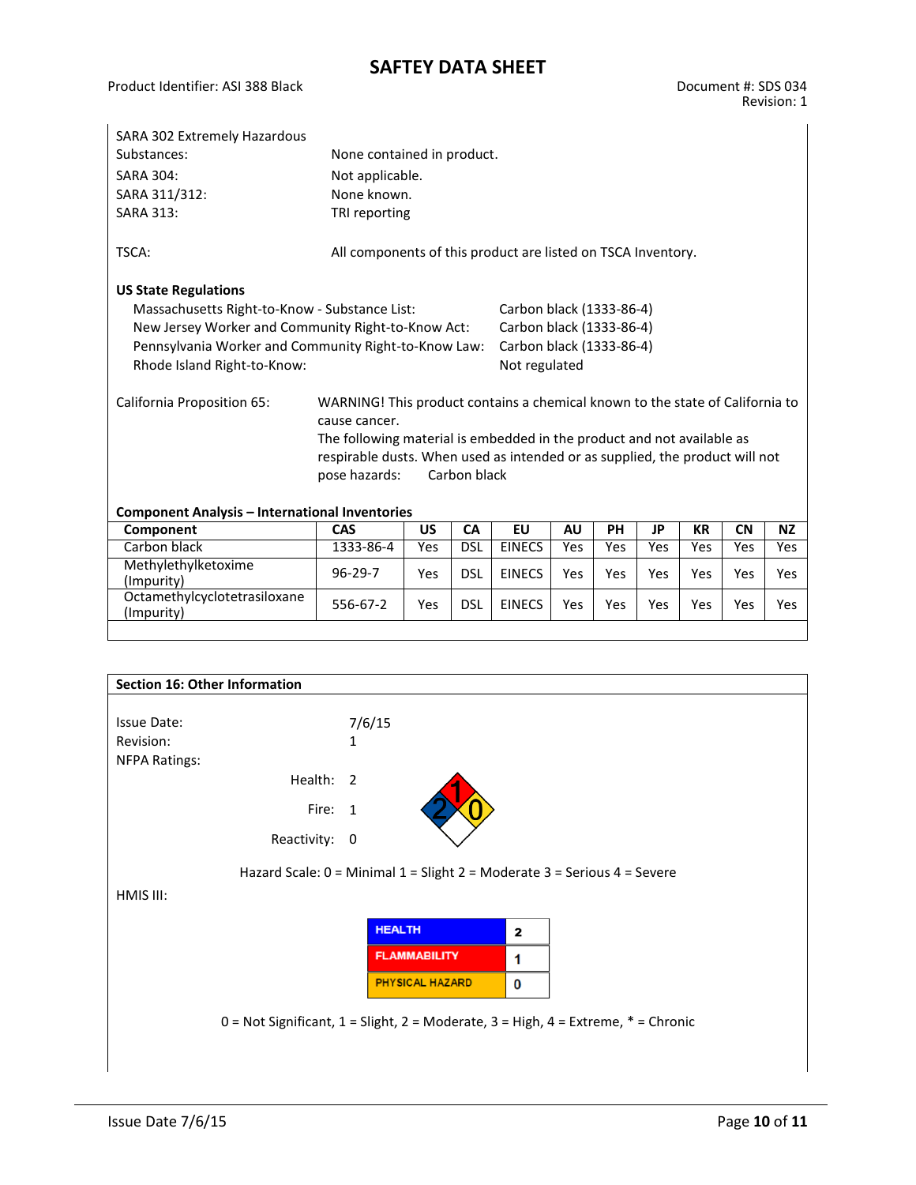SARA 302 Extremely Hazardous Substances: None contained in product.

SARA 304: Not applicable.

SARA 311/312: None known.

SARA 313: TRI reporting

TSCA: All components of this product are listed on TSCA Inventory.

**US State Regulations**

- Massachusetts Right-to-Know - Substance List: Carbon black (1333-86-4)
- New Jersey Worker and Community Right-to-Know Act: Carbon black (1333-86-4)
- Pennsylvania Worker and Community Right-to-Know Law: Carbon black (1333-86-4)
- Rhode Island Right-to-Know: Not regulated

California Proposition 65: WARNING! This product contains a chemical known to the state of California to cause cancer. The following material is embedded in the product and not available as respirable dusts. When used as intended or as supplied, the product will not pose hazards: Carbon black

**Component Analysis – International Inventories**

| Component | CAS | US | CA | EU | AU | PH | JP | KR | CN | NZ |
|---|---|---|---|---|---|---|---|---|---|---|
| Carbon black | 1333-86-4 | Yes | DSL | EINECS | Yes | Yes | Yes | Yes | Yes | Yes |
| Methylethylketoxime (Impurity) | 96-29-7 | Yes | DSL | EINECS | Yes | Yes | Yes | Yes | Yes | Yes |
| Octamethylcyclotetrasiloxane (Impurity) | 556-67-2 | Yes | DSL | EINECS | Yes | Yes | Yes | Yes | Yes | Yes |

## Section 16: Other Information

Issue Date: 7/6/15

Revision: 1

NFPA Ratings:

Health: 2

Fire: 1

Reactivity: 0

Hazard Scale: 0 = Minimal 1 = Slight 2 = Moderate 3 = Serious 4 = Severe

HMIS III:

| HEALTH | 2 |
|---|---|
| FLAMMABILITY | 1 |
| PHYSICAL HAZARD | 0 |

0 = Not Significant, 1 = Slight, 2 = Moderate, 3 = High, 4 = Extreme, * = Chronic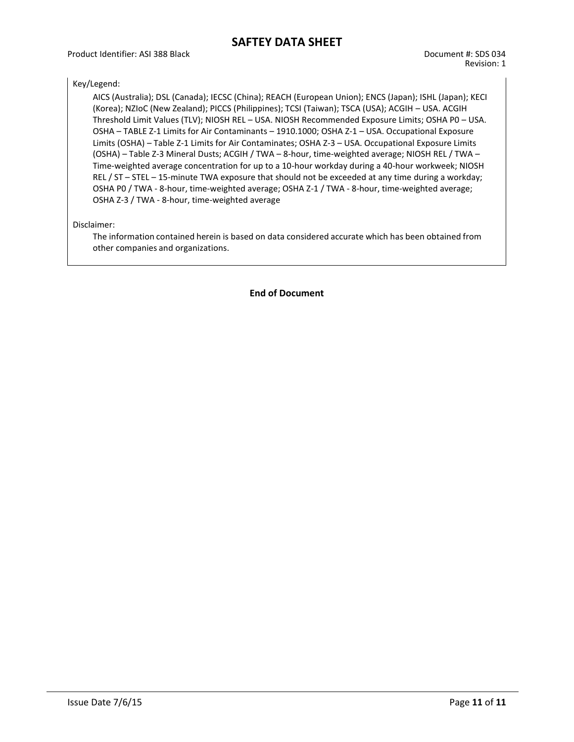Key/Legend:

AICS (Australia); DSL (Canada); IECSC (China); REACH (European Union); ENCS (Japan); ISHL (Japan); KECI (Korea); NZIoC (New Zealand); PICCS (Philippines); TCSI (Taiwan); TSCA (USA); ACGIH – USA. ACGIH Threshold Limit Values (TLV); NIOSH REL – USA. NIOSH Recommended Exposure Limits; OSHA P0 – USA. OSHA – TABLE Z-1 Limits for Air Contaminants – 1910.1000; OSHA Z-1 – USA. Occupational Exposure Limits (OSHA) – Table Z-1 Limits for Air Contaminates; OSHA Z-3 – USA. Occupational Exposure Limits (OSHA) – Table Z-3 Mineral Dusts; ACGIH / TWA – 8-hour, time-weighted average; NIOSH REL / TWA – Time-weighted average concentration for up to a 10-hour workday during a 40-hour workweek; NIOSH REL / ST – STEL – 15-minute TWA exposure that should not be exceeded at any time during a workday; OSHA P0 / TWA - 8-hour, time-weighted average; OSHA Z-1 / TWA - 8-hour, time-weighted average; OSHA Z-3 / TWA - 8-hour, time-weighted average

Disclaimer:

The information contained herein is based on data considered accurate which has been obtained from other companies and organizations.

**End of Document**